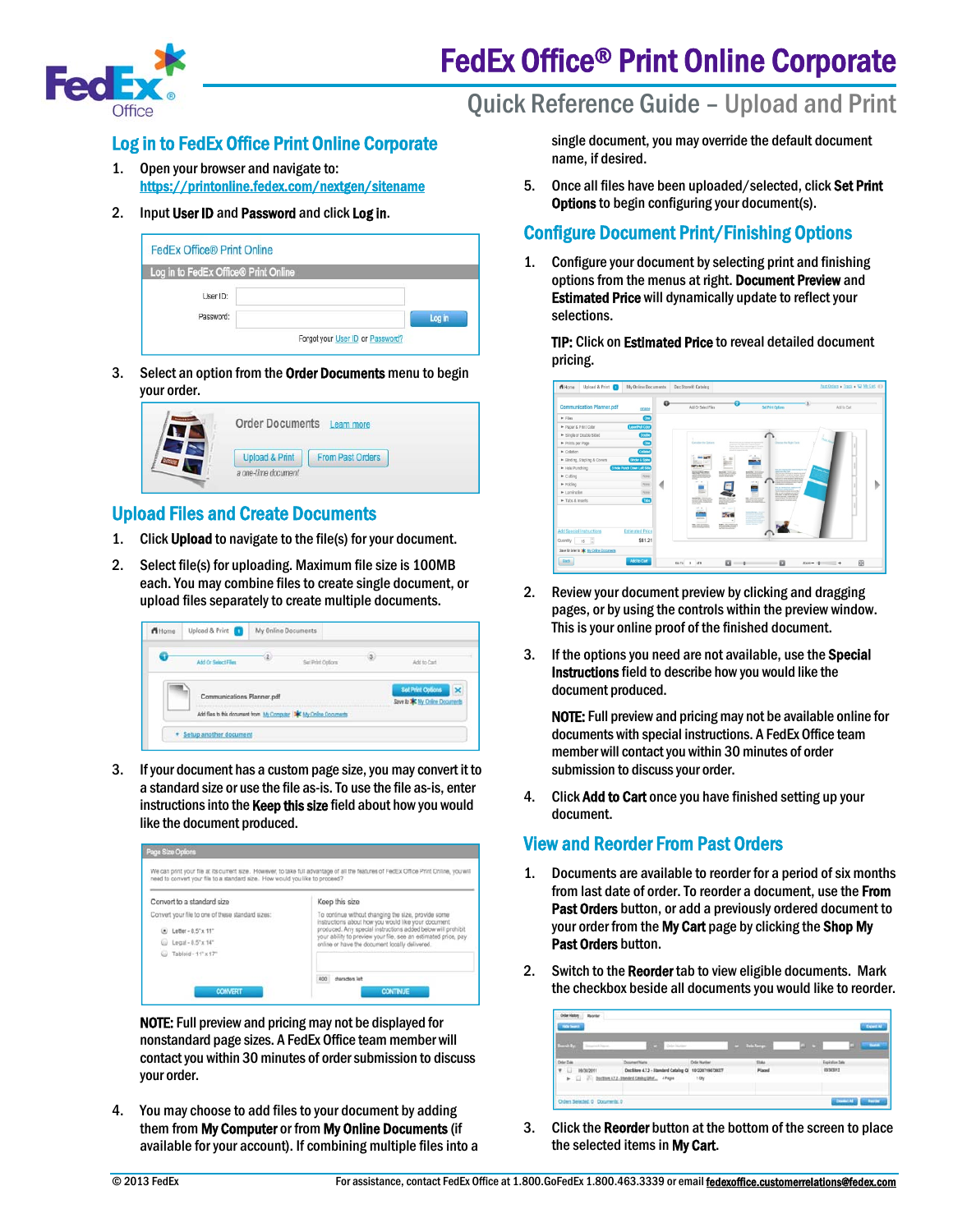# FedEx Office® Print Online Corporate

## Quick Reference Guide – Upload and Print

## Log in to FedEx Office Print Online Corporate

1. Open your browser and navigate to: https://printonline.fedex.com/nextgen/sitename
2. Input **User ID** and **Password** and click **Log in**.
3. Select an option from the **Order Documents** menu to begin your order.

## Upload Files and Create Documents

1. Click **Upload** to navigate to the file(s) for your document.
2. Select file(s) for uploading. Maximum file size is 100MB each. You may combine files to create single document, or upload files separately to create multiple documents.
3. If your document has a custom page size, you may convert it to a standard size or use the file as-is. To use the file as-is, enter instructions into the **Keep this size** field about how you would like the document produced.

   **NOTE:** Full preview and pricing may not be displayed for nonstandard page sizes. A FedEx Office team member will contact you within 30 minutes of order submission to discuss your order.

4. You may choose to add files to your document by adding them from **My Computer** or from **My Online Documents** (if available for your account). If combining multiple files into a single document, you may override the default document name, if desired.
5. Once all files have been uploaded/selected, click **Set Print Options** to begin configuring your document(s).

## Configure Document Print/Finishing Options

1. Configure your document by selecting print and finishing options from the menus at right. **Document Preview** and **Estimated Price** will dynamically update to reflect your selections.

   **TIP:** Click on **Estimated Price** to reveal detailed document pricing.

2. Review your document preview by clicking and dragging pages, or by using the controls within the preview window. This is your online proof of the finished document.
3. If the options you need are not available, use the **Special Instructions** field to describe how you would like the document produced.

   **NOTE:** Full preview and pricing may not be available online for documents with special instructions. A FedEx Office team member will contact you within 30 minutes of order submission to discuss your order.

4. Click **Add to Cart** once you have finished setting up your document.

## View and Reorder From Past Orders

1. Documents are available to reorder for a period of six months from last date of order. To reorder a document, use the **From Past Orders** button, or add a previously ordered document to your order from the **My Cart** page by clicking the **Shop My Past Orders** button.
2. Switch to the **Reorder** tab to view eligible documents. Mark the checkbox beside all documents you would like to reorder.
3. Click the **Reorder** button at the bottom of the screen to place the selected items in **My Cart**.

© 2013 FedEx

For assistance, contact FedEx Office at 1.800.GoFedEx 1.800.463.3339 or email fedexoffice.customerrelations@fedex.com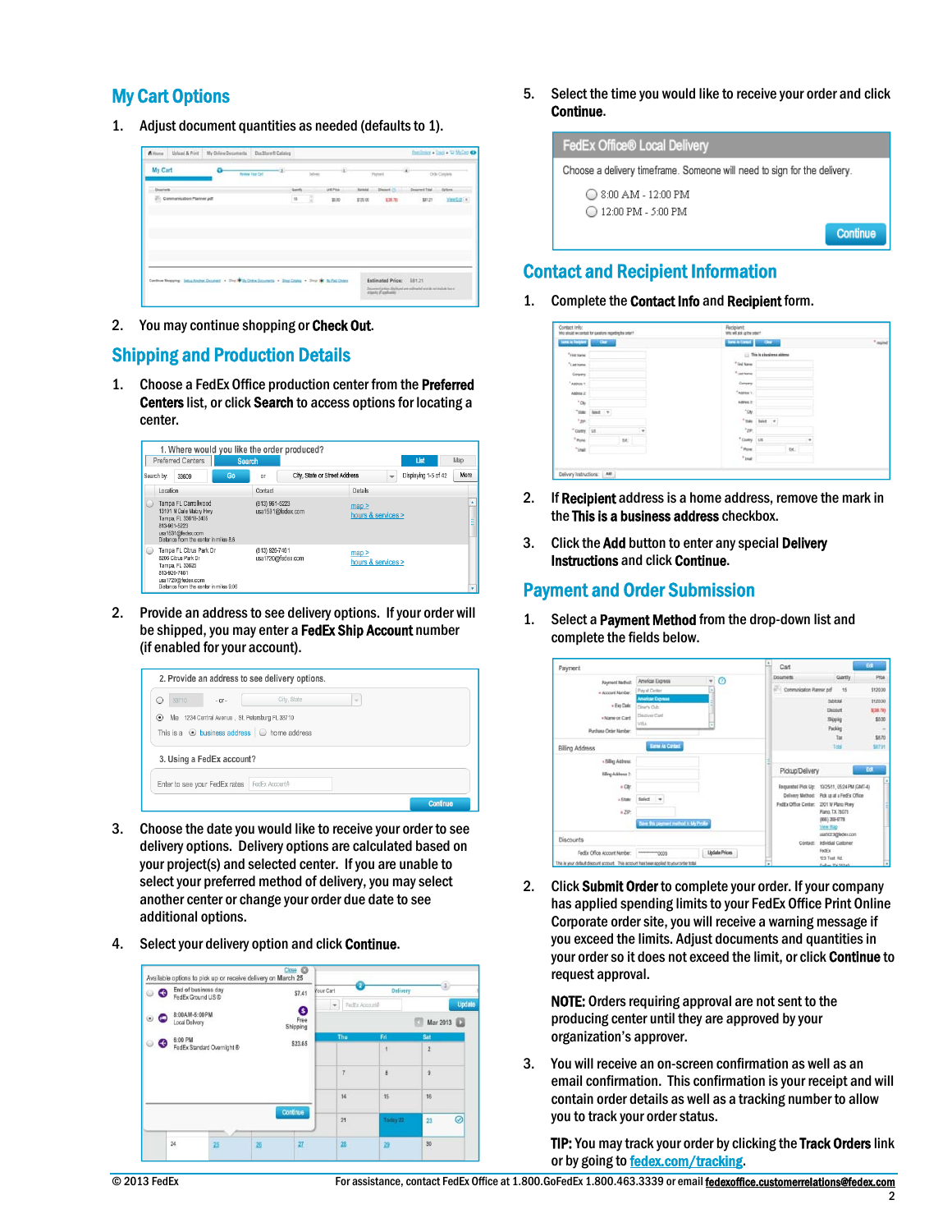## My Cart Options

1. Adjust document quantities as needed (defaults to 1).

2. You may continue shopping or **Check Out**.

## Shipping and Production Details

1. Choose a FedEx Office production center from the **Preferred Centers** list, or click **Search** to access options for locating a center.

2. Provide an address to see delivery options. If your order will be shipped, you may enter a **FedEx Ship Account** number (if enabled for your account).

3. Choose the date you would like to receive your order to see delivery options. Delivery options are calculated based on your project(s) and selected center. If you are unable to select your preferred method of delivery, you may select another center or change your order due date to see additional options.

4. Select your delivery option and click **Continue**.

5. Select the time you would like to receive your order and click **Continue**.

## Contact and Recipient Information

1. Complete the **Contact Info** and **Recipient** form.

2. If **Recipient** address is a home address, remove the mark in the **This is a business address** checkbox.

3. Click the **Add** button to enter any special **Delivery Instructions** and click **Continue**.

## Payment and Order Submission

1. Select a **Payment Method** from the drop-down list and complete the fields below.

2. Click **Submit Order** to complete your order. If your company has applied spending limits to your FedEx Office Print Online Corporate order site, you will receive a warning message if you exceed the limits. Adjust documents and quantities in your order so it does not exceed the limit, or click **Continue** to request approval.

   **NOTE:** Orders requiring approval are not sent to the producing center until they are approved by your organization's approver.

3. You will receive an on-screen confirmation as well as an email confirmation. This confirmation is your receipt and will contain order details as well as a tracking number to allow you to track your order status.

   **TIP:** You may track your order by clicking the **Track Orders** link or by going to fedex.com/tracking.

© 2013 FedEx

For assistance, contact FedEx Office at 1.800.GoFedEx 1.800.463.3339 or email fedexoffice.customerrelations@fedex.com